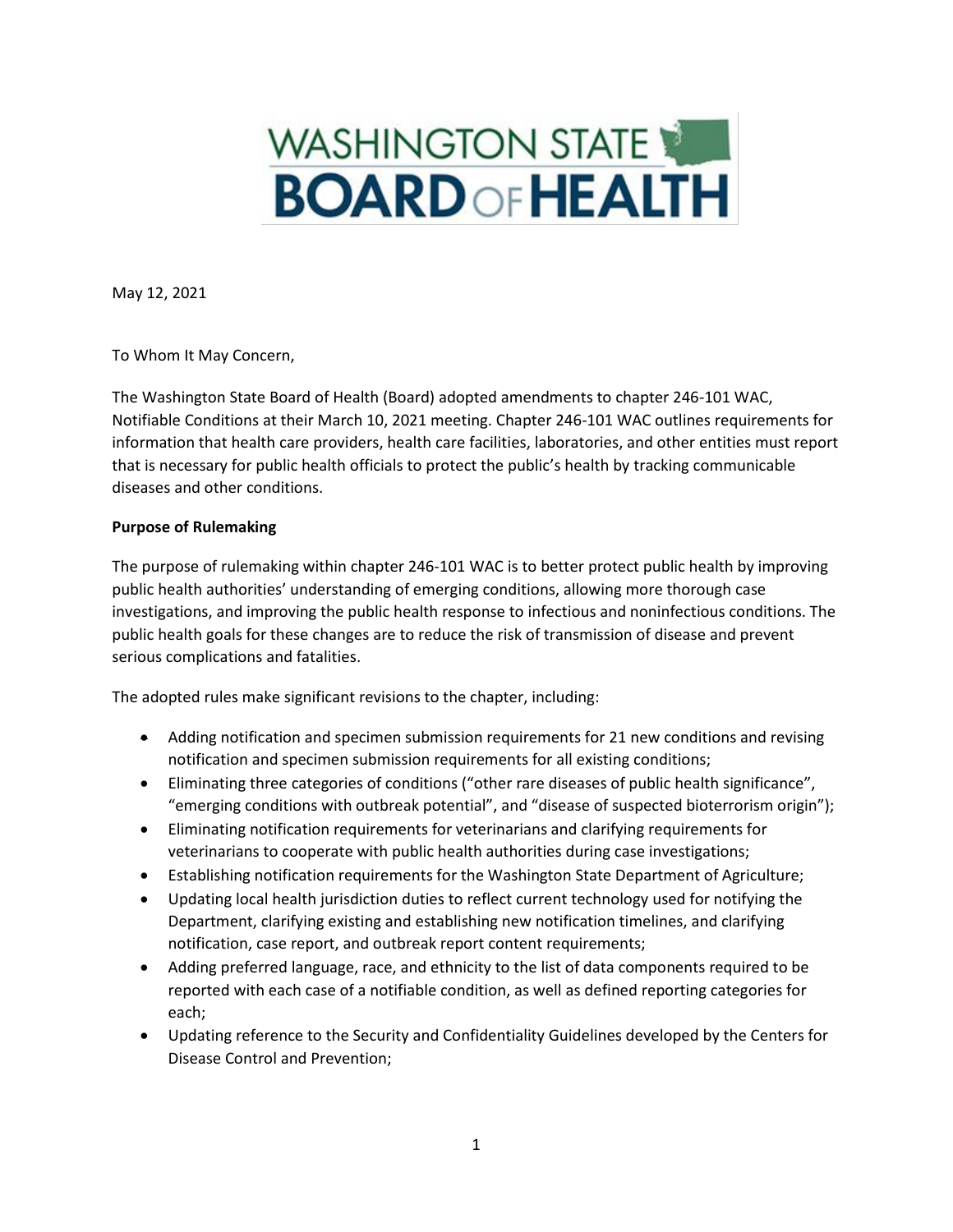WASHINGTON STATE BOARD OF HEALTH

May 12, 2021

To Whom It May Concern,

The Washington State Board of Health (Board) adopted amendments to chapter 246-101 WAC, Notifiable Conditions at their March 10, 2021 meeting. Chapter 246-101 WAC outlines requirements for information that health care providers, health care facilities, laboratories, and other entities must report that is necessary for public health officials to protect the public's health by tracking communicable diseases and other conditions.

**Purpose of Rulemaking**

The purpose of rulemaking within chapter 246-101 WAC is to better protect public health by improving public health authorities' understanding of emerging conditions, allowing more thorough case investigations, and improving the public health response to infectious and noninfectious conditions. The public health goals for these changes are to reduce the risk of transmission of disease and prevent serious complications and fatalities.

The adopted rules make significant revisions to the chapter, including:

- Adding notification and specimen submission requirements for 21 new conditions and revising notification and specimen submission requirements for all existing conditions;
- Eliminating three categories of conditions ("other rare diseases of public health significance", "emerging conditions with outbreak potential", and "disease of suspected bioterrorism origin");
- Eliminating notification requirements for veterinarians and clarifying requirements for veterinarians to cooperate with public health authorities during case investigations;
- Establishing notification requirements for the Washington State Department of Agriculture;
- Updating local health jurisdiction duties to reflect current technology used for notifying the Department, clarifying existing and establishing new notification timelines, and clarifying notification, case report, and outbreak report content requirements;
- Adding preferred language, race, and ethnicity to the list of data components required to be reported with each case of a notifiable condition, as well as defined reporting categories for each;
- Updating reference to the Security and Confidentiality Guidelines developed by the Centers for Disease Control and Prevention;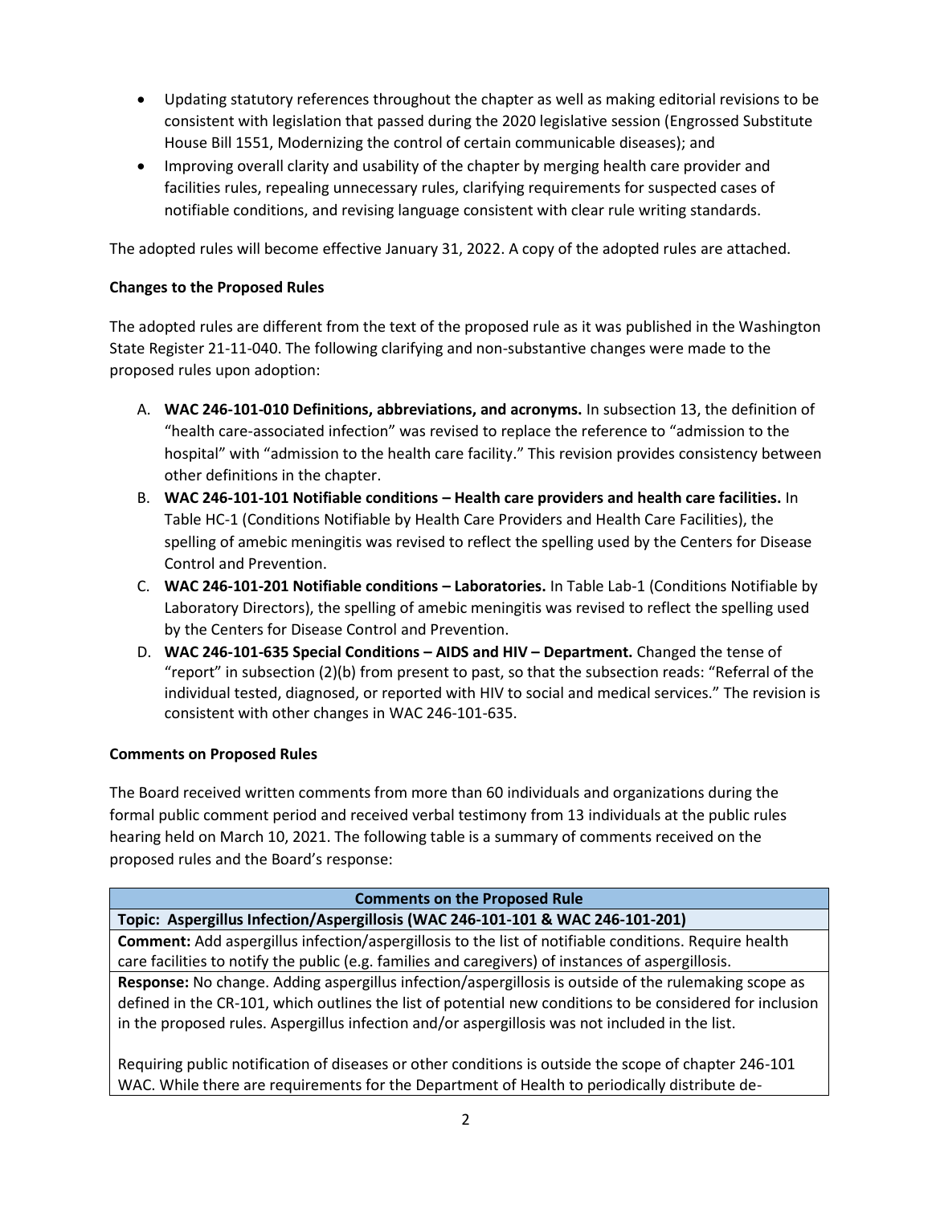- Updating statutory references throughout the chapter as well as making editorial revisions to be consistent with legislation that passed during the 2020 legislative session (Engrossed Substitute House Bill 1551, Modernizing the control of certain communicable diseases); and
- Improving overall clarity and usability of the chapter by merging health care provider and facilities rules, repealing unnecessary rules, clarifying requirements for suspected cases of notifiable conditions, and revising language consistent with clear rule writing standards.

The adopted rules will become effective January 31, 2022. A copy of the adopted rules are attached.

**Changes to the Proposed Rules**

The adopted rules are different from the text of the proposed rule as it was published in the Washington State Register 21-11-040. The following clarifying and non-substantive changes were made to the proposed rules upon adoption:

A. **WAC 246-101-010 Definitions, abbreviations, and acronyms.** In subsection 13, the definition of "health care-associated infection" was revised to replace the reference to "admission to the hospital" with "admission to the health care facility." This revision provides consistency between other definitions in the chapter.
B. **WAC 246-101-101 Notifiable conditions – Health care providers and health care facilities.** In Table HC-1 (Conditions Notifiable by Health Care Providers and Health Care Facilities), the spelling of amebic meningitis was revised to reflect the spelling used by the Centers for Disease Control and Prevention.
C. **WAC 246-101-201 Notifiable conditions – Laboratories.** In Table Lab-1 (Conditions Notifiable by Laboratory Directors), the spelling of amebic meningitis was revised to reflect the spelling used by the Centers for Disease Control and Prevention.
D. **WAC 246-101-635 Special Conditions – AIDS and HIV – Department.** Changed the tense of "report" in subsection (2)(b) from present to past, so that the subsection reads: "Referral of the individual tested, diagnosed, or reported with HIV to social and medical services." The revision is consistent with other changes in WAC 246-101-635.

**Comments on Proposed Rules**

The Board received written comments from more than 60 individuals and organizations during the formal public comment period and received verbal testimony from 13 individuals at the public rules hearing held on March 10, 2021. The following table is a summary of comments received on the proposed rules and the Board's response:

| **Comments on the Proposed Rule** |
|---|
| **Topic: Aspergillus Infection/Aspergillosis (WAC 246-101-101 & WAC 246-101-201)** |
| **Comment:** Add aspergillus infection/aspergillosis to the list of notifiable conditions. Require health care facilities to notify the public (e.g. families and caregivers) of instances of aspergillosis. |
| **Response:** No change. Adding aspergillus infection/aspergillosis is outside of the rulemaking scope as defined in the CR-101, which outlines the list of potential new conditions to be considered for inclusion in the proposed rules. Aspergillus infection and/or aspergillosis was not included in the list.<br><br>Requiring public notification of diseases or other conditions is outside the scope of chapter 246-101 WAC. While there are requirements for the Department of Health to periodically distribute de- |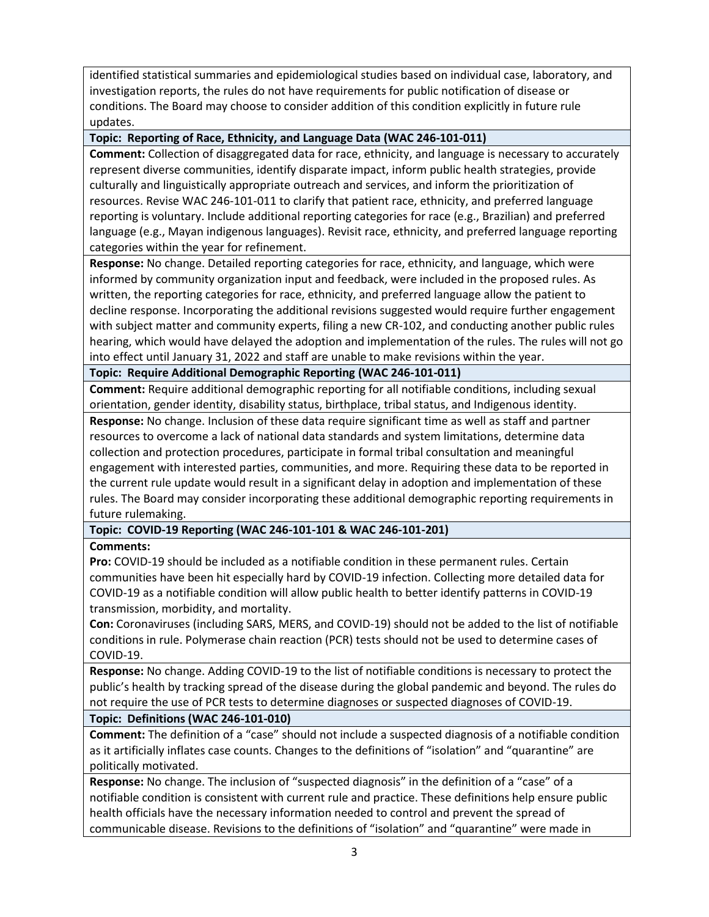identified statistical summaries and epidemiological studies based on individual case, laboratory, and investigation reports, the rules do not have requirements for public notification of disease or conditions. The Board may choose to consider addition of this condition explicitly in future rule updates.

**Topic: Reporting of Race, Ethnicity, and Language Data (WAC 246-101-011)**

**Comment:** Collection of disaggregated data for race, ethnicity, and language is necessary to accurately represent diverse communities, identify disparate impact, inform public health strategies, provide culturally and linguistically appropriate outreach and services, and inform the prioritization of resources. Revise WAC 246-101-011 to clarify that patient race, ethnicity, and preferred language reporting is voluntary. Include additional reporting categories for race (e.g., Brazilian) and preferred language (e.g., Mayan indigenous languages). Revisit race, ethnicity, and preferred language reporting categories within the year for refinement.

**Response:** No change. Detailed reporting categories for race, ethnicity, and language, which were informed by community organization input and feedback, were included in the proposed rules. As written, the reporting categories for race, ethnicity, and preferred language allow the patient to decline response. Incorporating the additional revisions suggested would require further engagement with subject matter and community experts, filing a new CR-102, and conducting another public rules hearing, which would have delayed the adoption and implementation of the rules. The rules will not go into effect until January 31, 2022 and staff are unable to make revisions within the year.

**Topic: Require Additional Demographic Reporting (WAC 246-101-011)**

**Comment:** Require additional demographic reporting for all notifiable conditions, including sexual orientation, gender identity, disability status, birthplace, tribal status, and Indigenous identity.

**Response:** No change. Inclusion of these data require significant time as well as staff and partner resources to overcome a lack of national data standards and system limitations, determine data collection and protection procedures, participate in formal tribal consultation and meaningful engagement with interested parties, communities, and more. Requiring these data to be reported in the current rule update would result in a significant delay in adoption and implementation of these rules. The Board may consider incorporating these additional demographic reporting requirements in future rulemaking.

**Topic: COVID-19 Reporting (WAC 246-101-101 & WAC 246-101-201)**

**Comments:**

**Pro:** COVID-19 should be included as a notifiable condition in these permanent rules. Certain communities have been hit especially hard by COVID-19 infection. Collecting more detailed data for COVID-19 as a notifiable condition will allow public health to better identify patterns in COVID-19 transmission, morbidity, and mortality.

**Con:** Coronaviruses (including SARS, MERS, and COVID-19) should not be added to the list of notifiable conditions in rule. Polymerase chain reaction (PCR) tests should not be used to determine cases of COVID-19.

**Response:** No change. Adding COVID-19 to the list of notifiable conditions is necessary to protect the public's health by tracking spread of the disease during the global pandemic and beyond. The rules do not require the use of PCR tests to determine diagnoses or suspected diagnoses of COVID-19.

**Topic: Definitions (WAC 246-101-010)**

**Comment:** The definition of a "case" should not include a suspected diagnosis of a notifiable condition as it artificially inflates case counts. Changes to the definitions of "isolation" and "quarantine" are politically motivated.

**Response:** No change. The inclusion of "suspected diagnosis" in the definition of a "case" of a notifiable condition is consistent with current rule and practice. These definitions help ensure public health officials have the necessary information needed to control and prevent the spread of communicable disease. Revisions to the definitions of "isolation" and "quarantine" were made in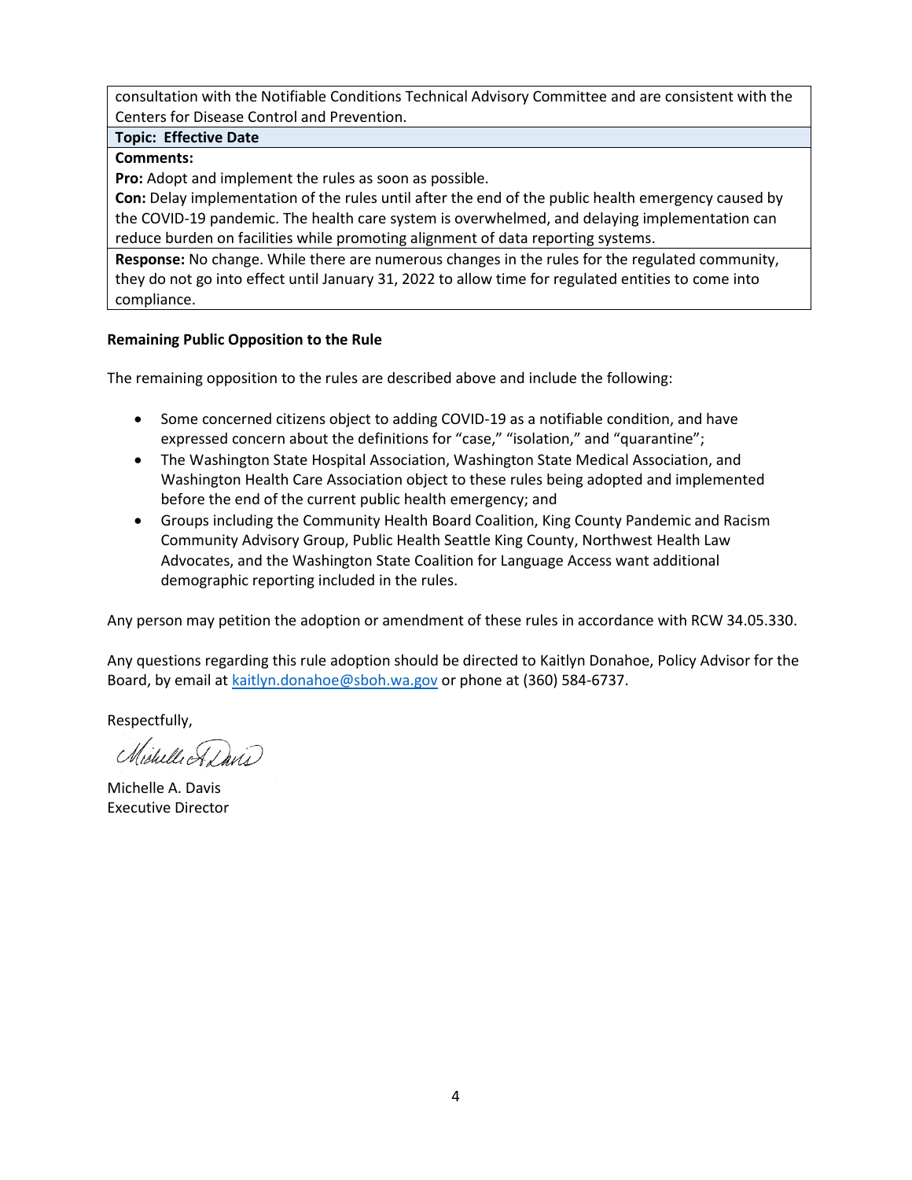| |
|---|
| consultation with the Notifiable Conditions Technical Advisory Committee and are consistent with the Centers for Disease Control and Prevention. |
| **Topic: Effective Date** |
| **Comments:**<br>**Pro:** Adopt and implement the rules as soon as possible.<br>**Con:** Delay implementation of the rules until after the end of the public health emergency caused by the COVID-19 pandemic. The health care system is overwhelmed, and delaying implementation can reduce burden on facilities while promoting alignment of data reporting systems. |
| **Response:** No change. While there are numerous changes in the rules for the regulated community, they do not go into effect until January 31, 2022 to allow time for regulated entities to come into compliance. |

**Remaining Public Opposition to the Rule**

The remaining opposition to the rules are described above and include the following:

- Some concerned citizens object to adding COVID-19 as a notifiable condition, and have expressed concern about the definitions for "case," "isolation," and "quarantine";
- The Washington State Hospital Association, Washington State Medical Association, and Washington Health Care Association object to these rules being adopted and implemented before the end of the current public health emergency; and
- Groups including the Community Health Board Coalition, King County Pandemic and Racism Community Advisory Group, Public Health Seattle King County, Northwest Health Law Advocates, and the Washington State Coalition for Language Access want additional demographic reporting included in the rules.

Any person may petition the adoption or amendment of these rules in accordance with RCW 34.05.330.

Any questions regarding this rule adoption should be directed to Kaitlyn Donahoe, Policy Advisor for the Board, by email at kaitlyn.donahoe@sboh.wa.gov or phone at (360) 584-6737.

Respectfully,

Michelle A. Davis

Michelle A. Davis
Executive Director